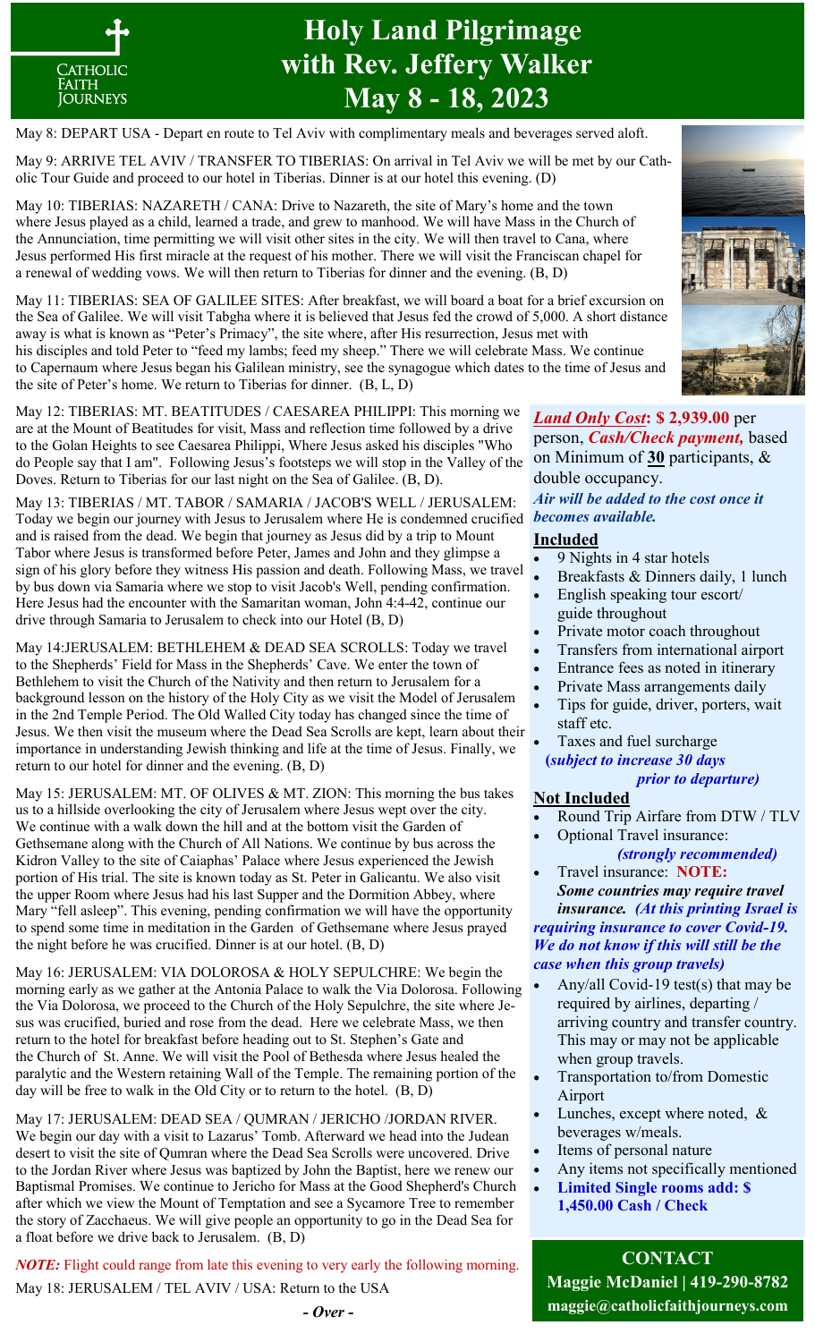# Holy Land Pilgrimage with Rev. Jeffery Walker May 8 - 18, 2023

CATHOLIC FAITH JOURNEYS

May 8: DEPART USA - Depart en route to Tel Aviv with complimentary meals and beverages served aloft.

May 9: ARRIVE TEL AVIV / TRANSFER TO TIBERIAS: On arrival in Tel Aviv we will be met by our Catholic Tour Guide and proceed to our hotel in Tiberias. Dinner is at our hotel this evening. (D)

May 10: TIBERIAS: NAZARETH / CANA: Drive to Nazareth, the site of Mary's home and the town where Jesus played as a child, learned a trade, and grew to manhood. We will have Mass in the Church of the Annunciation, time permitting we will visit other sites in the city. We will then travel to Cana, where Jesus performed His first miracle at the request of his mother. There we will visit the Franciscan chapel for a renewal of wedding vows. We will then return to Tiberias for dinner and the evening. (B, D)

May 11: TIBERIAS: SEA OF GALILEE SITES: After breakfast, we will board a boat for a brief excursion on the Sea of Galilee. We will visit Tabgha where it is believed that Jesus fed the crowd of 5,000. A short distance away is what is known as "Peter's Primacy", the site where, after His resurrection, Jesus met with his disciples and told Peter to "feed my lambs; feed my sheep." There we will celebrate Mass. We continue to Capernaum where Jesus began his Galilean ministry, see the synagogue which dates to the time of Jesus and the site of Peter's home. We return to Tiberias for dinner. (B, L, D)

May 12: TIBERIAS: MT. BEATITUDES / CAESAREA PHILIPPI: This morning we are at the Mount of Beatitudes for visit, Mass and reflection time followed by a drive to the Golan Heights to see Caesarea Philippi, Where Jesus asked his disciples "Who do People say that I am". Following Jesus's footsteps we will stop in the Valley of the Doves. Return to Tiberias for our last night on the Sea of Galilee. (B, D).

May 13: TIBERIAS / MT. TABOR / SAMARIA / JACOB'S WELL / JERUSALEM: Today we begin our journey with Jesus to Jerusalem where He is condemned crucified and is raised from the dead. We begin that journey as Jesus did by a trip to Mount Tabor where Jesus is transformed before Peter, James and John and they glimpse a sign of his glory before they witness His passion and death. Following Mass, we travel by bus down via Samaria where we stop to visit Jacob's Well, pending confirmation. Here Jesus had the encounter with the Samaritan woman, John 4:4-42, continue our drive through Samaria to Jerusalem to check into our Hotel (B, D)

May 14:JERUSALEM: BETHLEHEM & DEAD SEA SCROLLS: Today we travel to the Shepherds' Field for Mass in the Shepherds' Cave. We enter the town of Bethlehem to visit the Church of the Nativity and then return to Jerusalem for a background lesson on the history of the Holy City as we visit the Model of Jerusalem in the 2nd Temple Period. The Old Walled City today has changed since the time of Jesus. We then visit the museum where the Dead Sea Scrolls are kept, learn about their importance in understanding Jewish thinking and life at the time of Jesus. Finally, we return to our hotel for dinner and the evening. (B, D)

May 15: JERUSALEM: MT. OF OLIVES & MT. ZION: This morning the bus takes us to a hillside overlooking the city of Jerusalem where Jesus wept over the city. We continue with a walk down the hill and at the bottom visit the Garden of Gethsemane along with the Church of All Nations. We continue by bus across the Kidron Valley to the site of Caiaphas' Palace where Jesus experienced the Jewish portion of His trial. The site is known today as St. Peter in Galicantu. We also visit the upper Room where Jesus had his last Supper and the Dormition Abbey, where Mary "fell asleep". This evening, pending confirmation we will have the opportunity to spend some time in meditation in the Garden of Gethsemane where Jesus prayed the night before he was crucified. Dinner is at our hotel. (B, D)

May 16: JERUSALEM: VIA DOLOROSA & HOLY SEPULCHRE: We begin the morning early as we gather at the Antonia Palace to walk the Via Dolorosa. Following the Via Dolorosa, we proceed to the Church of the Holy Sepulchre, the site where Jesus was crucified, buried and rose from the dead. Here we celebrate Mass, we then return to the hotel for breakfast before heading out to St. Stephen's Gate and the Church of St. Anne. We will visit the Pool of Bethesda where Jesus healed the paralytic and the Western retaining Wall of the Temple. The remaining portion of the day will be free to walk in the Old City or to return to the hotel. (B, D)

May 17: JERUSALEM: DEAD SEA / QUMRAN / JERICHO /JORDAN RIVER. We begin our day with a visit to Lazarus' Tomb. Afterward we head into the Judean desert to visit the site of Qumran where the Dead Sea Scrolls were uncovered. Drive to the Jordan River where Jesus was baptized by John the Baptist, here we renew our Baptismal Promises. We continue to Jericho for Mass at the Good Shepherd's Church after which we view the Mount of Temptation and see a Sycamore Tree to remember the story of Zacchaeus. We will give people an opportunity to go in the Dead Sea for a float before we drive back to Jerusalem. (B, D)

***NOTE:*** Flight could range from late this evening to very early the following morning.

May 18: JERUSALEM / TEL AVIV / USA: Return to the USA

***- Over -***

***Land Only Cost*: $ 2,939.00** per person, ***Cash/Check payment,*** based on Minimum of **30** participants, & double occupancy.

***Air will be added to the cost once it becomes available.***

## Included

- 9 Nights in 4 star hotels
- Breakfasts & Dinners daily, 1 lunch
- English speaking tour escort/ guide throughout
- Private motor coach throughout
- Transfers from international airport
- Entrance fees as noted in itinerary
- Private Mass arrangements daily
- Tips for guide, driver, porters, wait staff etc.
- Taxes and fuel surcharge **(*subject to increase 30 days prior to departure)***

## Not Included

- Round Trip Airfare from DTW / TLV
- Optional Travel insurance: ***(strongly recommended)***
- Travel insurance: **NOTE:** ***Some countries may require travel insurance. (At this printing Israel is requiring insurance to cover Covid-19. We do not know if this will still be the case when this group travels)***
- Any/all Covid-19 test(s) that may be required by airlines, departing / arriving country and transfer country. This may or may not be applicable when group travels.
- Transportation to/from Domestic Airport
- Lunches, except where noted, & beverages w/meals.
- Items of personal nature
- Any items not specifically mentioned
- **Limited Single rooms add: $ 1,450.00 Cash / Check**

**CONTACT**
**Maggie McDaniel | 419-290-8782**
**maggie@catholicfaithjourneys.com**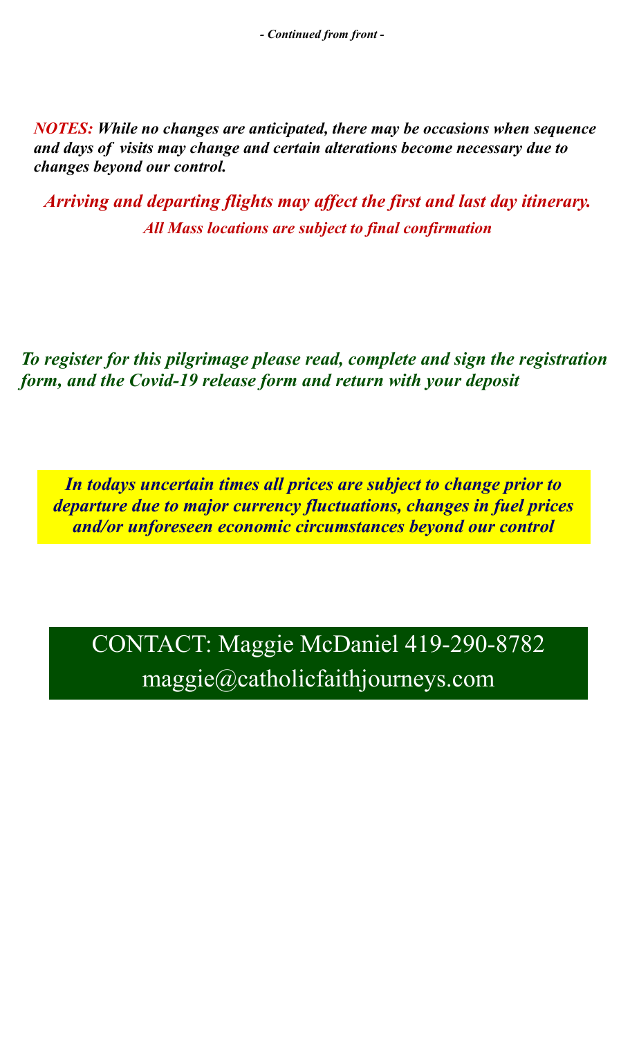*- Continued from front -*

***NOTES:** While no changes are anticipated, there may be occasions when sequence and days of  visits may change and certain alterations become necessary due to changes beyond our control.*

***Arriving and departing flights may affect the first and last day itinerary.***

***All Mass locations are subject to final confirmation***

***To register for this pilgrimage please read, complete and sign the registration form, and the Covid-19 release form and return with your deposit***

***In todays uncertain times all prices are subject to change prior to departure due to major currency fluctuations, changes in fuel prices and/or unforeseen economic circumstances beyond our control***

CONTACT: Maggie McDaniel 419-290-8782
maggie@catholicfaithjourneys.com